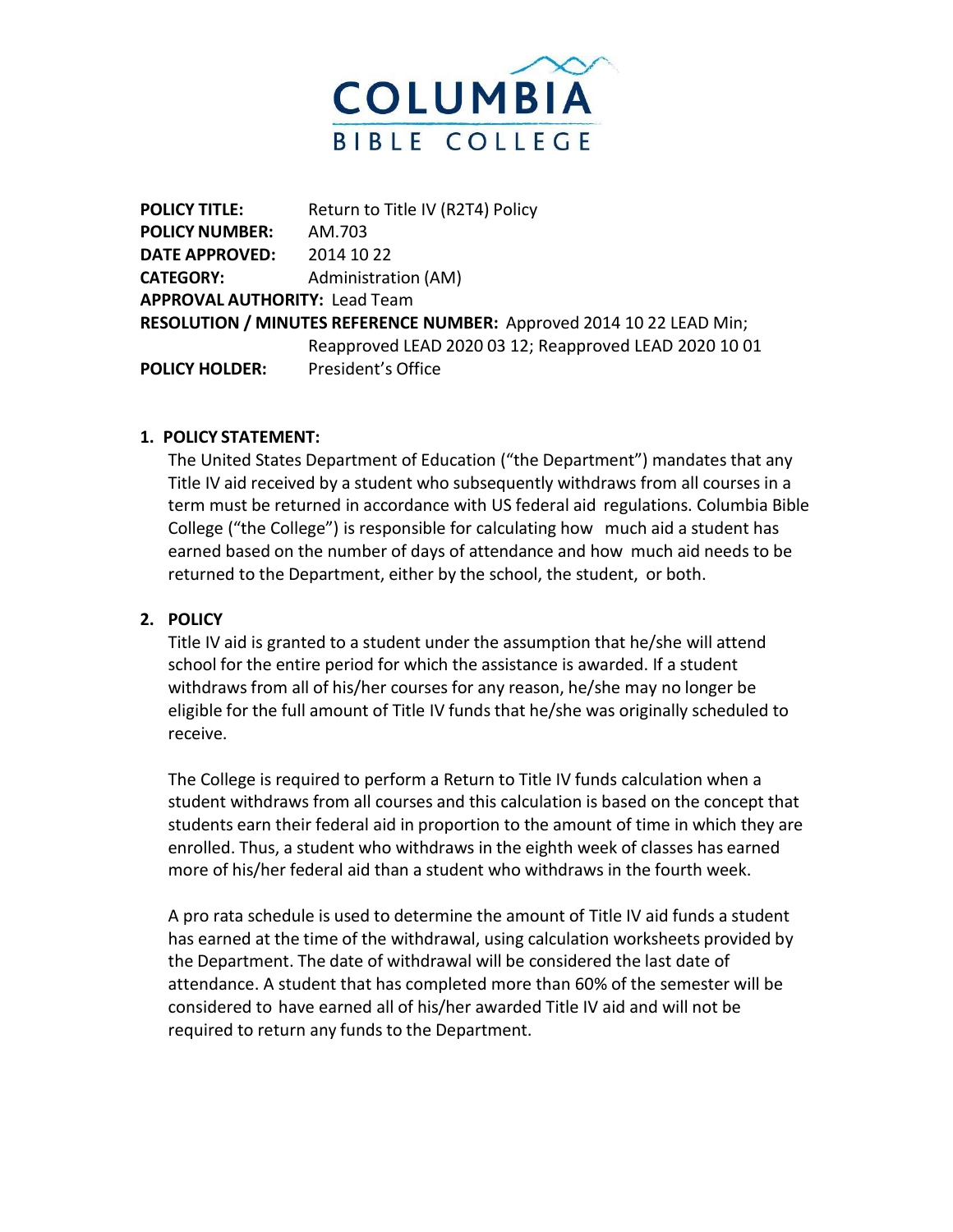# COLUMBIA BIBLE COLLEGE

**POLICY TITLE:** Return to Title IV (R2T4) Policy
**POLICY NUMBER:** AM.703
**DATE APPROVED:** 2014 10 22
**CATEGORY:** Administration (AM)
**APPROVAL AUTHORITY:** Lead Team
**RESOLUTION / MINUTES REFERENCE NUMBER:** Approved 2014 10 22 LEAD Min; Reapproved LEAD 2020 03 12; Reapproved LEAD 2020 10 01
**POLICY HOLDER:** President's Office

## 1. POLICY STATEMENT:

The United States Department of Education ("the Department") mandates that any Title IV aid received by a student who subsequently withdraws from all courses in a term must be returned in accordance with US federal aid regulations. Columbia Bible College ("the College") is responsible for calculating how much aid a student has earned based on the number of days of attendance and how much aid needs to be returned to the Department, either by the school, the student, or both.

## 2. POLICY

Title IV aid is granted to a student under the assumption that he/she will attend school for the entire period for which the assistance is awarded. If a student withdraws from all of his/her courses for any reason, he/she may no longer be eligible for the full amount of Title IV funds that he/she was originally scheduled to receive.

The College is required to perform a Return to Title IV funds calculation when a student withdraws from all courses and this calculation is based on the concept that students earn their federal aid in proportion to the amount of time in which they are enrolled. Thus, a student who withdraws in the eighth week of classes has earned more of his/her federal aid than a student who withdraws in the fourth week.

A pro rata schedule is used to determine the amount of Title IV aid funds a student has earned at the time of the withdrawal, using calculation worksheets provided by the Department. The date of withdrawal will be considered the last date of attendance. A student that has completed more than 60% of the semester will be considered to have earned all of his/her awarded Title IV aid and will not be required to return any funds to the Department.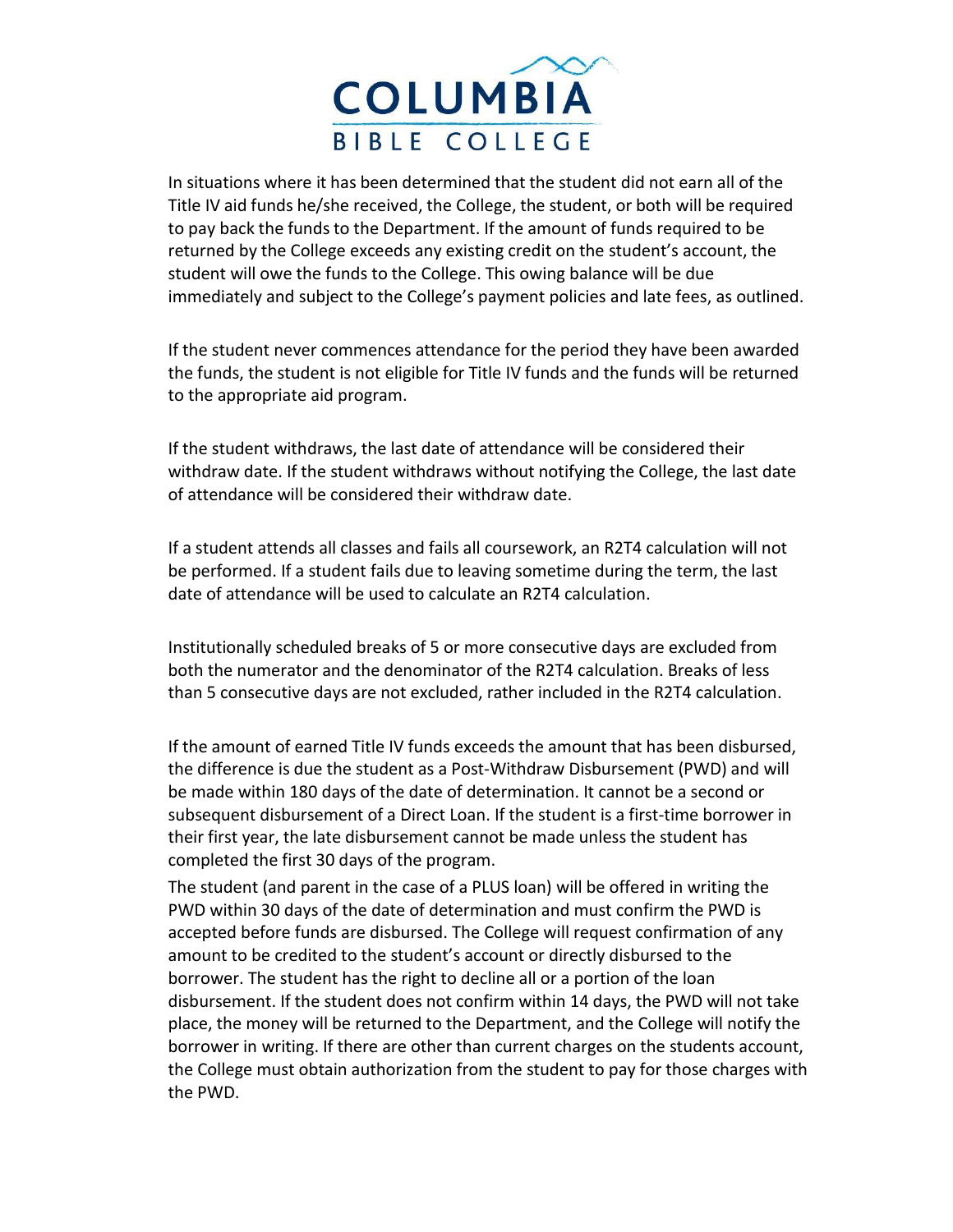In situations where it has been determined that the student did not earn all of the Title IV aid funds he/she received, the College, the student, or both will be required to pay back the funds to the Department. If the amount of funds required to be returned by the College exceeds any existing credit on the student's account, the student will owe the funds to the College. This owing balance will be due immediately and subject to the College's payment policies and late fees, as outlined.

If the student never commences attendance for the period they have been awarded the funds, the student is not eligible for Title IV funds and the funds will be returned to the appropriate aid program.

If the student withdraws, the last date of attendance will be considered their withdraw date. If the student withdraws without notifying the College, the last date of attendance will be considered their withdraw date.

If a student attends all classes and fails all coursework, an R2T4 calculation will not be performed. If a student fails due to leaving sometime during the term, the last date of attendance will be used to calculate an R2T4 calculation.

Institutionally scheduled breaks of 5 or more consecutive days are excluded from both the numerator and the denominator of the R2T4 calculation. Breaks of less than 5 consecutive days are not excluded, rather included in the R2T4 calculation.

If the amount of earned Title IV funds exceeds the amount that has been disbursed, the difference is due the student as a Post-Withdraw Disbursement (PWD) and will be made within 180 days of the date of determination. It cannot be a second or subsequent disbursement of a Direct Loan. If the student is a first-time borrower in their first year, the late disbursement cannot be made unless the student has completed the first 30 days of the program.

The student (and parent in the case of a PLUS loan) will be offered in writing the PWD within 30 days of the date of determination and must confirm the PWD is accepted before funds are disbursed. The College will request confirmation of any amount to be credited to the student's account or directly disbursed to the borrower. The student has the right to decline all or a portion of the loan disbursement. If the student does not confirm within 14 days, the PWD will not take place, the money will be returned to the Department, and the College will notify the borrower in writing. If there are other than current charges on the students account, the College must obtain authorization from the student to pay for those charges with the PWD.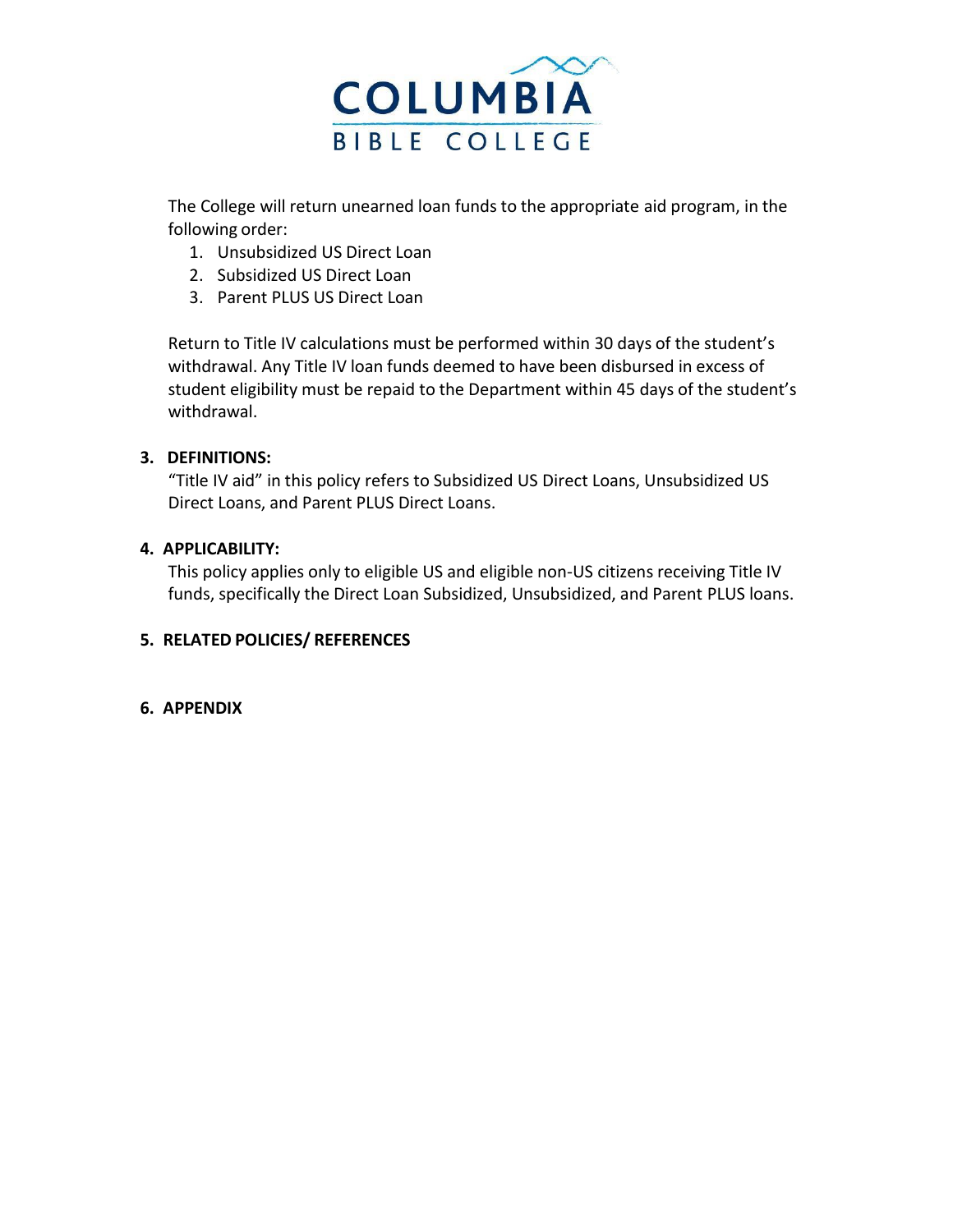The College will return unearned loan funds to the appropriate aid program, in the following order:

1. Unsubsidized US Direct Loan
2. Subsidized US Direct Loan
3. Parent PLUS US Direct Loan

Return to Title IV calculations must be performed within 30 days of the student's withdrawal. Any Title IV loan funds deemed to have been disbursed in excess of student eligibility must be repaid to the Department within 45 days of the student's withdrawal.

## 3. DEFINITIONS:

"Title IV aid" in this policy refers to Subsidized US Direct Loans, Unsubsidized US Direct Loans, and Parent PLUS Direct Loans.

## 4. APPLICABILITY:

This policy applies only to eligible US and eligible non-US citizens receiving Title IV funds, specifically the Direct Loan Subsidized, Unsubsidized, and Parent PLUS loans.

## 5. RELATED POLICIES/ REFERENCES

## 6. APPENDIX